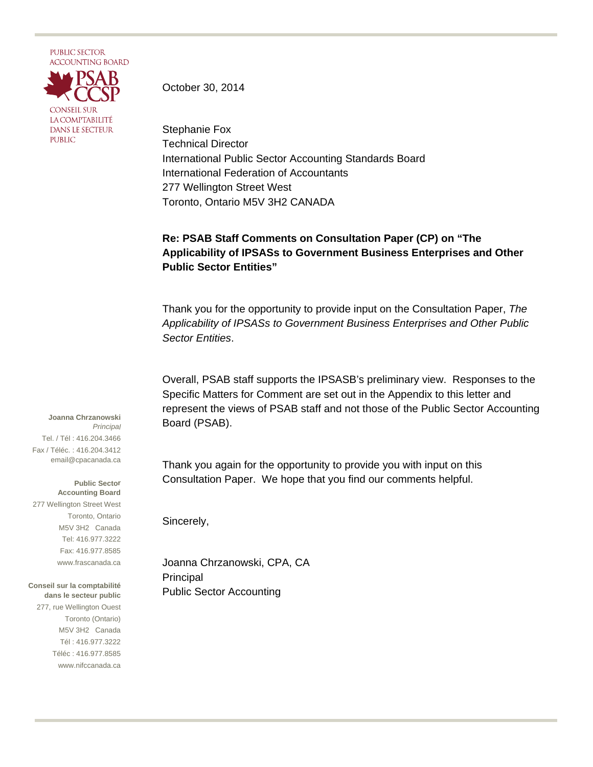PUBLIC SECTOR
ACCOUNTING BOARD

PSAB
CCSP

CONSEIL SUR
LA COMPTABILITÉ
DANS LE SECTEUR
PUBLIC

October 30, 2014

Stephanie Fox
Technical Director
International Public Sector Accounting Standards Board
International Federation of Accountants
277 Wellington Street West
Toronto, Ontario M5V 3H2 CANADA

**Re: PSAB Staff Comments on Consultation Paper (CP) on "The Applicability of IPSASs to Government Business Enterprises and Other Public Sector Entities"**

Thank you for the opportunity to provide input on the Consultation Paper, *The Applicability of IPSASs to Government Business Enterprises and Other Public Sector Entities*.

Overall, PSAB staff supports the IPSASB's preliminary view. Responses to the Specific Matters for Comment are set out in the Appendix to this letter and represent the views of PSAB staff and not those of the Public Sector Accounting Board (PSAB).

Thank you again for the opportunity to provide you with input on this Consultation Paper. We hope that you find our comments helpful.

Sincerely,

Joanna Chrzanowski, CPA, CA
Principal
Public Sector Accounting

**Joanna Chrzanowski**
*Principal*
Tel. / Tél : 416.204.3466
Fax / Téléc. : 416.204.3412
email@cpacanada.ca

**Public Sector Accounting Board**
277 Wellington Street West
Toronto, Ontario
M5V 3H2 Canada
Tel: 416.977.3222
Fax: 416.977.8585
www.frascanada.ca

**Conseil sur la comptabilité dans le secteur public**
277, rue Wellington Ouest
Toronto (Ontario)
M5V 3H2 Canada
Tél : 416.977.3222
Téléc : 416.977.8585
www.nifccanada.ca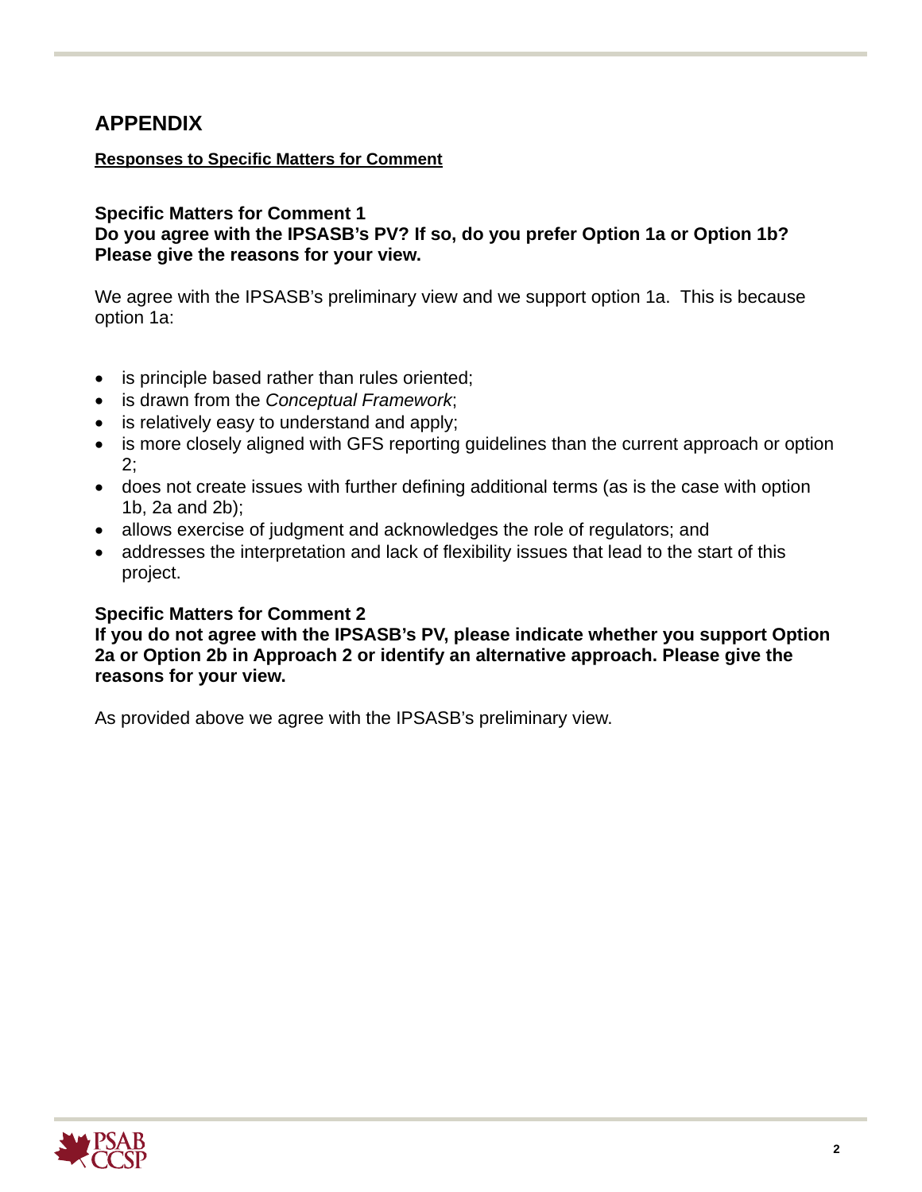# APPENDIX

**Responses to Specific Matters for Comment**

**Specific Matters for Comment 1**
**Do you agree with the IPSASB's PV? If so, do you prefer Option 1a or Option 1b? Please give the reasons for your view.**

We agree with the IPSASB's preliminary view and we support option 1a. This is because option 1a:

- is principle based rather than rules oriented;
- is drawn from the *Conceptual Framework*;
- is relatively easy to understand and apply;
- is more closely aligned with GFS reporting guidelines than the current approach or option 2;
- does not create issues with further defining additional terms (as is the case with option 1b, 2a and 2b);
- allows exercise of judgment and acknowledges the role of regulators; and
- addresses the interpretation and lack of flexibility issues that lead to the start of this project.

**Specific Matters for Comment 2**
**If you do not agree with the IPSASB's PV, please indicate whether you support Option 2a or Option 2b in Approach 2 or identify an alternative approach. Please give the reasons for your view.**

As provided above we agree with the IPSASB's preliminary view.